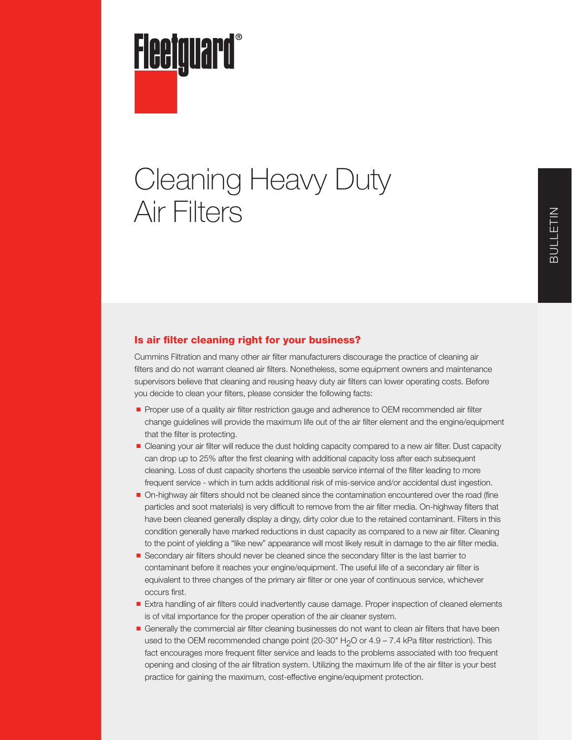Fleetguard®

# Cleaning Heavy Duty Air Filters

BULLETIN

## Is air filter cleaning right for your business?

Cummins Filtration and many other air filter manufacturers discourage the practice of cleaning air filters and do not warrant cleaned air filters. Nonetheless, some equipment owners and maintenance supervisors believe that cleaning and reusing heavy duty air filters can lower operating costs. Before you decide to clean your filters, please consider the following facts:

- Proper use of a quality air filter restriction gauge and adherence to OEM recommended air filter change guidelines will provide the maximum life out of the air filter element and the engine/equipment that the filter is protecting.
- Cleaning your air filter will reduce the dust holding capacity compared to a new air filter. Dust capacity can drop up to 25% after the first cleaning with additional capacity loss after each subsequent cleaning. Loss of dust capacity shortens the useable service internal of the filter leading to more frequent service - which in turn adds additional risk of mis-service and/or accidental dust ingestion.
- On-highway air filters should not be cleaned since the contamination encountered over the road (fine particles and soot materials) is very difficult to remove from the air filter media. On-highway filters that have been cleaned generally display a dingy, dirty color due to the retained contaminant. Filters in this condition generally have marked reductions in dust capacity as compared to a new air filter. Cleaning to the point of yielding a "like new" appearance will most likely result in damage to the air filter media.
- Secondary air filters should never be cleaned since the secondary filter is the last barrier to contaminant before it reaches your engine/equipment. The useful life of a secondary air filter is equivalent to three changes of the primary air filter or one year of continuous service, whichever occurs first.
- Extra handling of air filters could inadvertently cause damage. Proper inspection of cleaned elements is of vital importance for the proper operation of the air cleaner system.
- Generally the commercial air filter cleaning businesses do not want to clean air filters that have been used to the OEM recommended change point (20-30" $H_2O$ or 4.9 – 7.4 kPa filter restriction). This fact encourages more frequent filter service and leads to the problems associated with too frequent opening and closing of the air filtration system. Utilizing the maximum life of the air filter is your best practice for gaining the maximum, cost-effective engine/equipment protection.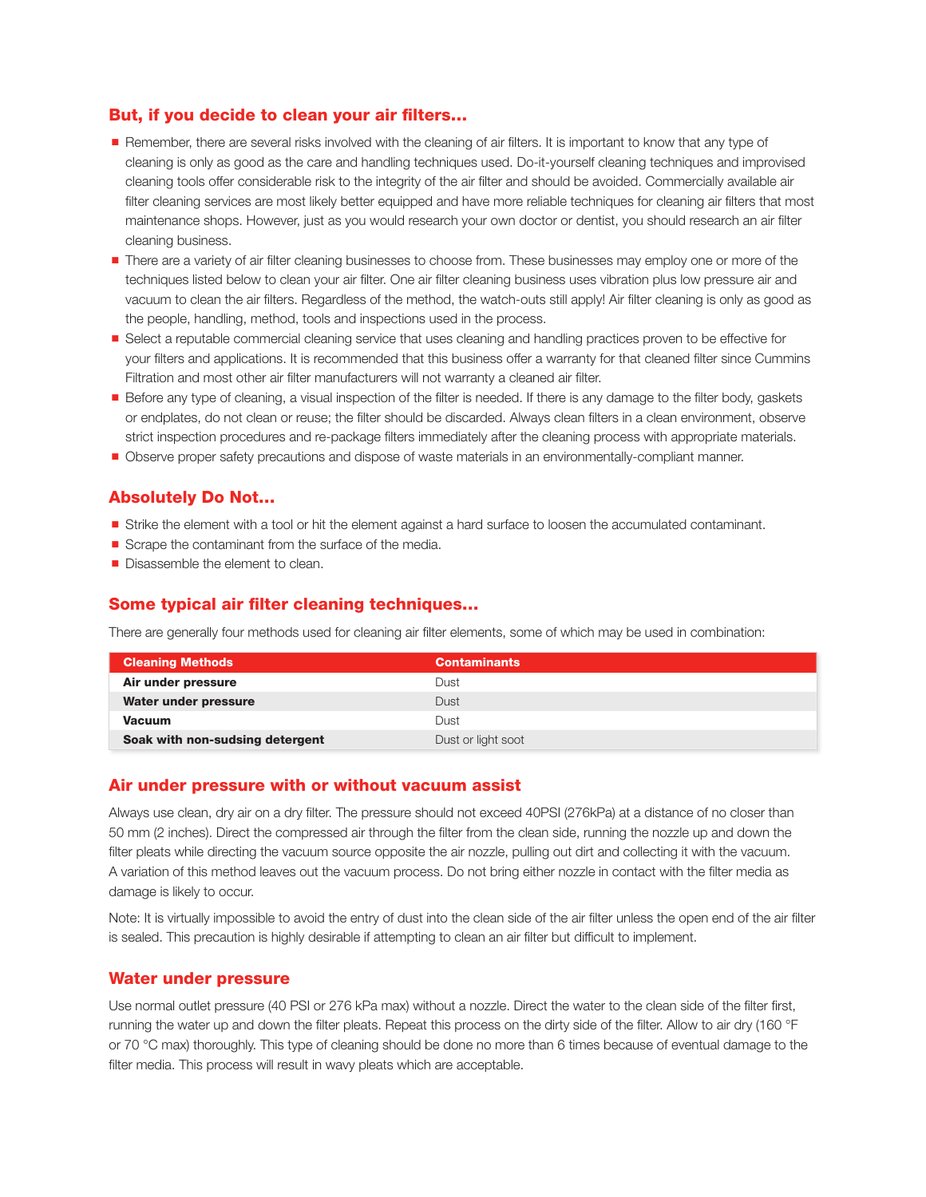## But, if you decide to clean your air filters...

- Remember, there are several risks involved with the cleaning of air filters. It is important to know that any type of cleaning is only as good as the care and handling techniques used. Do-it-yourself cleaning techniques and improvised cleaning tools offer considerable risk to the integrity of the air filter and should be avoided. Commercially available air filter cleaning services are most likely better equipped and have more reliable techniques for cleaning air filters that most maintenance shops. However, just as you would research your own doctor or dentist, you should research an air filter cleaning business.
- There are a variety of air filter cleaning businesses to choose from. These businesses may employ one or more of the techniques listed below to clean your air filter. One air filter cleaning business uses vibration plus low pressure air and vacuum to clean the air filters. Regardless of the method, the watch-outs still apply! Air filter cleaning is only as good as the people, handling, method, tools and inspections used in the process.
- Select a reputable commercial cleaning service that uses cleaning and handling practices proven to be effective for your filters and applications. It is recommended that this business offer a warranty for that cleaned filter since Cummins Filtration and most other air filter manufacturers will not warranty a cleaned air filter.
- Before any type of cleaning, a visual inspection of the filter is needed. If there is any damage to the filter body, gaskets or endplates, do not clean or reuse; the filter should be discarded. Always clean filters in a clean environment, observe strict inspection procedures and re-package filters immediately after the cleaning process with appropriate materials.
- Observe proper safety precautions and dispose of waste materials in an environmentally-compliant manner.

## Absolutely Do Not...

- Strike the element with a tool or hit the element against a hard surface to loosen the accumulated contaminant.
- Scrape the contaminant from the surface of the media.
- Disassemble the element to clean.

## Some typical air filter cleaning techniques...

There are generally four methods used for cleaning air filter elements, some of which may be used in combination:

| Cleaning Methods | Contaminants |
|---|---|
| **Air under pressure** | Dust |
| **Water under pressure** | Dust |
| **Vacuum** | Dust |
| **Soak with non-sudsing detergent** | Dust or light soot |

## Air under pressure with or without vacuum assist

Always use clean, dry air on a dry filter. The pressure should not exceed 40PSI (276kPa) at a distance of no closer than 50 mm (2 inches). Direct the compressed air through the filter from the clean side, running the nozzle up and down the filter pleats while directing the vacuum source opposite the air nozzle, pulling out dirt and collecting it with the vacuum. A variation of this method leaves out the vacuum process. Do not bring either nozzle in contact with the filter media as damage is likely to occur.

Note: It is virtually impossible to avoid the entry of dust into the clean side of the air filter unless the open end of the air filter is sealed. This precaution is highly desirable if attempting to clean an air filter but difficult to implement.

## Water under pressure

Use normal outlet pressure (40 PSI or 276 kPa max) without a nozzle. Direct the water to the clean side of the filter first, running the water up and down the filter pleats. Repeat this process on the dirty side of the filter. Allow to air dry (160 °F or 70 °C max) thoroughly. This type of cleaning should be done no more than 6 times because of eventual damage to the filter media. This process will result in wavy pleats which are acceptable.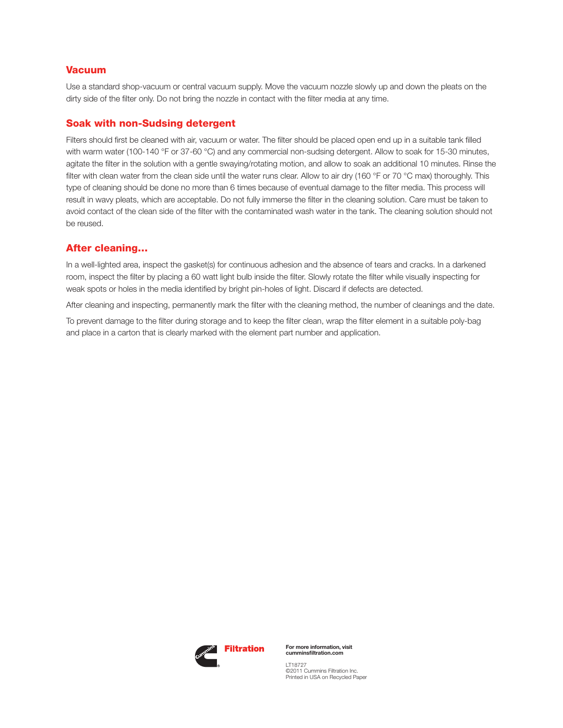## Vacuum

Use a standard shop-vacuum or central vacuum supply. Move the vacuum nozzle slowly up and down the pleats on the dirty side of the filter only. Do not bring the nozzle in contact with the filter media at any time.

## Soak with non-Sudsing detergent

Filters should first be cleaned with air, vacuum or water. The filter should be placed open end up in a suitable tank filled with warm water (100-140 °F or 37-60 °C) and any commercial non-sudsing detergent. Allow to soak for 15-30 minutes, agitate the filter in the solution with a gentle swaying/rotating motion, and allow to soak an additional 10 minutes. Rinse the filter with clean water from the clean side until the water runs clear. Allow to air dry (160 °F or 70 °C max) thoroughly. This type of cleaning should be done no more than 6 times because of eventual damage to the filter media. This process will result in wavy pleats, which are acceptable. Do not fully immerse the filter in the cleaning solution. Care must be taken to avoid contact of the clean side of the filter with the contaminated wash water in the tank. The cleaning solution should not be reused.

## After cleaning...

In a well-lighted area, inspect the gasket(s) for continuous adhesion and the absence of tears and cracks. In a darkened room, inspect the filter by placing a 60 watt light bulb inside the filter. Slowly rotate the filter while visually inspecting for weak spots or holes in the media identified by bright pin-holes of light. Discard if defects are detected.

After cleaning and inspecting, permanently mark the filter with the cleaning method, the number of cleanings and the date.

To prevent damage to the filter during storage and to keep the filter clean, wrap the filter element in a suitable poly-bag and place in a carton that is clearly marked with the element part number and application.

Cummins Filtration

**For more information, visit cumminsfiltration.com**

LT18727
©2011 Cummins Filtration Inc.
Printed in USA on Recycled Paper